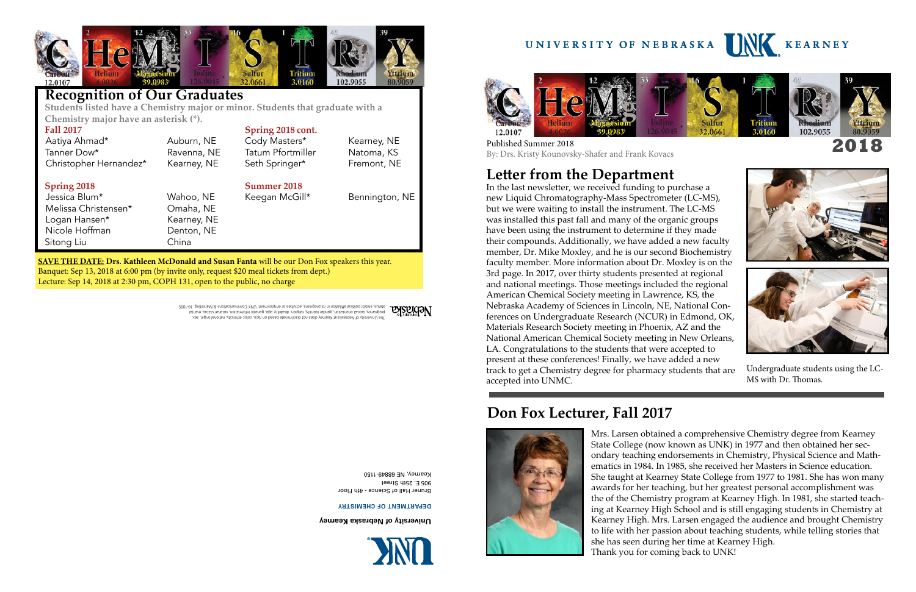# CHEMISTRY

## Recognition of Our Graduates

**Students listed have a Chemistry major or minor. Students that graduate with a Chemistry major have an asterisk (*).**

**Fall 2017**

| Name | Hometown |
| --- | --- |
| Aatiya Ahmad* | Auburn, NE |
| Tanner Dow* | Ravenna, NE |
| Christopher Hernandez* | Kearney, NE |

**Spring 2018**

| Name | Hometown |
| --- | --- |
| Jessica Blum* | Wahoo, NE |
| Melissa Christensen* | Omaha, NE |
| Logan Hansen* | Kearney, NE |
| Nicole Hoffman | Denton, NE |
| Sitong Liu | China |

**Spring 2018 cont.**

| Name | Hometown |
| --- | --- |
| Cody Masters* | Kearney, NE |
| Tatum Pfortmiller | Natoma, KS |
| Seth Springer* | Fremont, NE |

**Summer 2018**

| Name | Hometown |
| --- | --- |
| Keegan McGill* | Bennington, NE |

**SAVE THE DATE: Drs. Kathleen McDonald and Susan Fanta** will be our Don Fox speakers this year.
Banquet: Sep 13, 2018 at 6:00 pm (by invite only, request $20 meal tickets from dept.)
Lecture: Sep 14, 2018 at 2:30 pm, COPH 131, open to the public, no charge

The University of Nebraska at Kearney does not discriminate based on race, color, ethnicity, national origin, sex, pregnancy, sexual orientation, gender identity, religion, disability, age, genetic information, veteran status, marital status, and/or political affiliation in its programs, activities or employment. UNK Communications & Marketing. 18-1095

**University of Nebraska Kearney**

**DEPARTMENT OF CHEMISTRY**

Bruner Hall of Science - 4th Floor
905 E. 25th Street
Kearney, NE 68849-1150

UNIVERSITY OF NEBRASKA KEARNEY

# CHEMISTRY 2018

Published Summer 2018
By: Drs. Kristy Kounovsky-Shafer and Frank Kovacs

## Letter from the Department

In the last newsletter, we received funding to purchase a new Liquid Chromatography-Mass Spectrometer (LC-MS), but we were waiting to install the instrument. The LC-MS was installed this past fall and many of the organic groups have been using the instrument to determine if they made their compounds. Additionally, we have added a new faculty member, Dr. Mike Moxley, and he is our second Biochemistry faculty member. More information about Dr. Moxley is on the 3rd page. In 2017, over thirty students presented at regional and national meetings. Those meetings included the regional American Chemical Society meeting in Lawrence, KS, the Nebraska Academy of Sciences in Lincoln, NE, National Conferences on Undergraduate Research (NCUR) in Edmond, OK, Materials Research Society meeting in Phoenix, AZ and the National American Chemical Society meeting in New Orleans, LA. Congratulations to the students that were accepted to present at these conferences! Finally, we have added a new track to get a Chemistry degree for pharmacy students that are accepted into UNMC.

Undergraduate students using the LC-MS with Dr. Thomas.

## Don Fox Lecturer, Fall 2017

Mrs. Larsen obtained a comprehensive Chemistry degree from Kearney State College (now known as UNK) in 1977 and then obtained her secondary teaching endorsements in Chemistry, Physical Science and Mathematics in 1984. In 1985, she received her Masters in Science education. She taught at Kearney State College from 1977 to 1981. She has won many awards for her teaching, but her greatest personal accomplishment was the of the Chemistry program at Kearney High. In 1981, she started teaching at Kearney High School and is still engaging students in Chemistry at Kearney High. Mrs. Larsen engaged the audience and brought Chemistry to life with her passion about teaching students, while telling stories that she has seen during her time at Kearney High.
Thank you for coming back to UNK!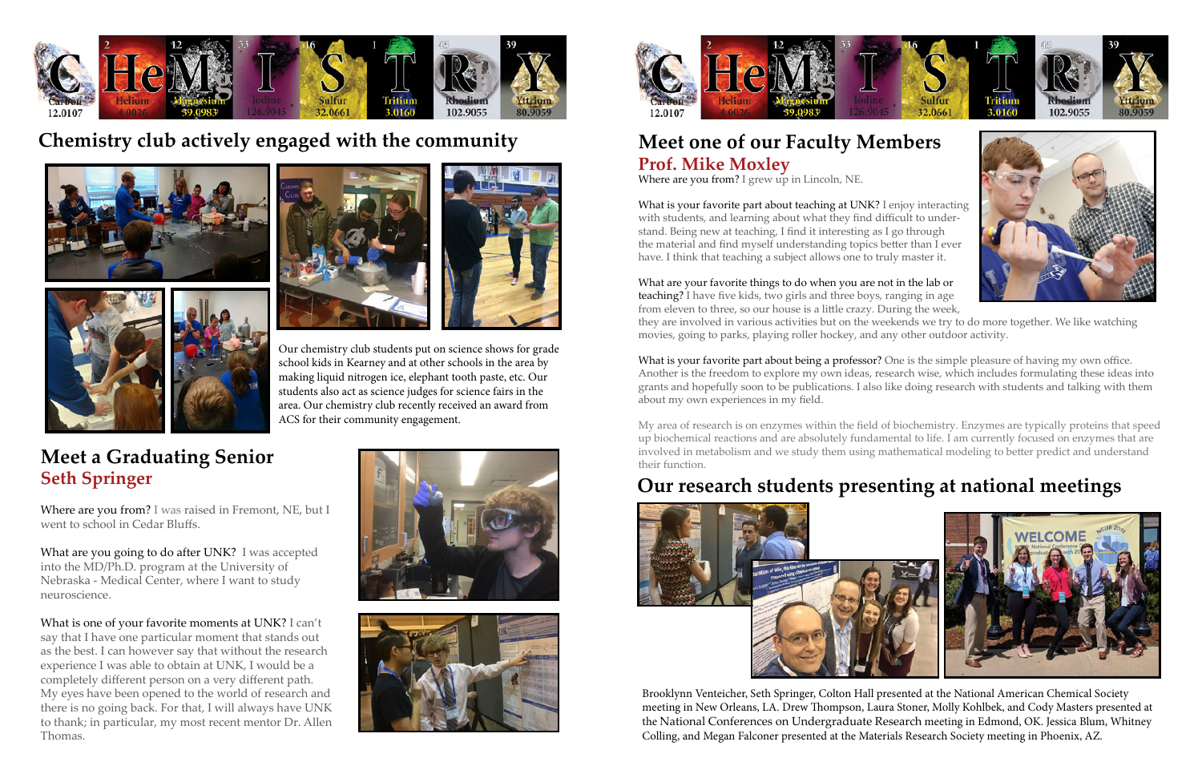# Chemistry club actively engaged with the community

Our chemistry club students put on science shows for grade school kids in Kearney and at other schools in the area by making liquid nitrogen ice, elephant tooth paste, etc. Our students also act as science judges for science fairs in the area. Our chemistry club recently received an award from ACS for their community engagement.

## Meet a Graduating Senior

### Seth Springer

Where are you from? I was raised in Fremont, NE, but I went to school in Cedar Bluffs.

What are you going to do after UNK? I was accepted into the MD/Ph.D. program at the University of Nebraska - Medical Center, where I want to study neuroscience.

What is one of your favorite moments at UNK? I can't say that I have one particular moment that stands out as the best. I can however say that without the research experience I was able to obtain at UNK, I would be a completely different person on a very different path. My eyes have been opened to the world of research and there is no going back. For that, I will always have UNK to thank; in particular, my most recent mentor Dr. Allen Thomas.

## Meet one of our Faculty Members

### Prof. Mike Moxley

Where are you from? I grew up in Lincoln, NE.

What is your favorite part about teaching at UNK? I enjoy interacting with students, and learning about what they find difficult to understand. Being new at teaching, I find it interesting as I go through the material and find myself understanding topics better than I ever have. I think that teaching a subject allows one to truly master it.

What are your favorite things to do when you are not in the lab or teaching? I have five kids, two girls and three boys, ranging in age from eleven to three, so our house is a little crazy. During the week, they are involved in various activities but on the weekends we try to do more together. We like watching movies, going to parks, playing roller hockey, and any other outdoor activity.

What is your favorite part about being a professor? One is the simple pleasure of having my own office. Another is the freedom to explore my own ideas, research wise, which includes formulating these ideas into grants and hopefully soon to be publications. I also like doing research with students and talking with them about my own experiences in my field.

My area of research is on enzymes within the field of biochemistry. Enzymes are typically proteins that speed up biochemical reactions and are absolutely fundamental to life. I am currently focused on enzymes that are involved in metabolism and we study them using mathematical modeling to better predict and understand their function.

## Our research students presenting at national meetings

Brooklynn Venteicher, Seth Springer, Colton Hall presented at the National American Chemical Society meeting in New Orleans, LA. Drew Thompson, Laura Stoner, Molly Kohlbek, and Cody Masters presented at the National Conferences on Undergraduate Research meeting in Edmond, OK. Jessica Blum, Whitney Colling, and Megan Falconer presented at the Materials Research Society meeting in Phoenix, AZ.